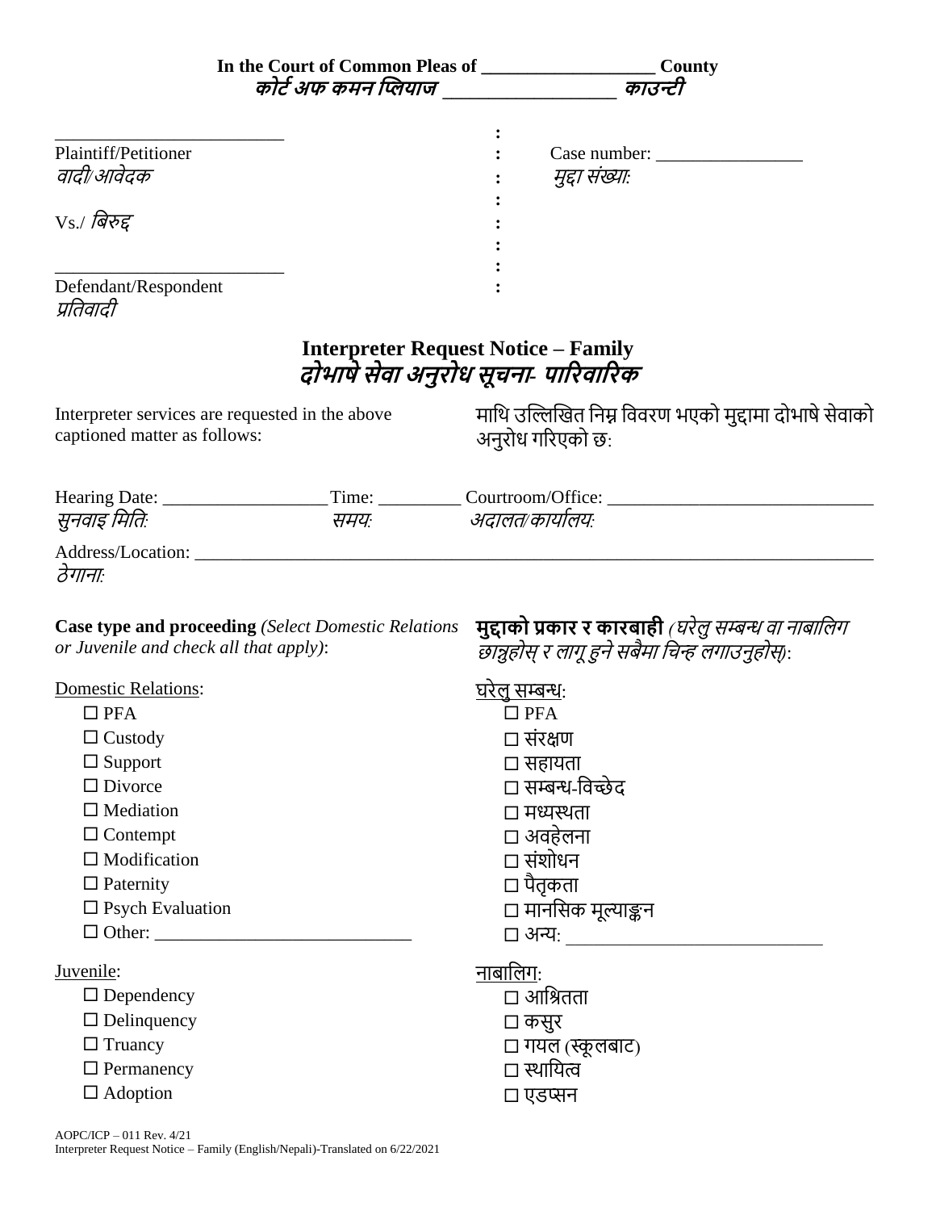**In the Court of Common Pleas of \_\_\_\_\_\_\_\_\_\_\_\_\_\_\_\_\_\_\_ County**
***कोर्ट अफ कमन प्लियाज \_\_\_\_\_\_\_\_\_\_\_\_\_\_\_\_\_\_ काउन्टी***

\_\_\_\_\_\_\_\_\_\_\_\_\_\_\_\_\_\_\_\_\_\_\_\_\_\_
Plaintiff/Petitioner
*वादी/आवेदक*

Vs./ *बिरुद्द*

\_\_\_\_\_\_\_\_\_\_\_\_\_\_\_\_\_\_\_\_\_\_\_\_\_\_
Defendant/Respondent
*प्रतिवादी*

Case number: \_\_\_\_\_\_\_\_\_\_\_\_\_\_\_\_
*मुद्दा संख्या:*

## Interpreter Request Notice – Family
## *दोभाषे सेवा अनुरोध सूचना- पारिवारिक*

Interpreter services are requested in the above captioned matter as follows:

माथि उल्लिखित निम्न विवरण भएको मुद्दामा दोभाषे सेवाको अनुरोध गरिएको छ:

Hearing Date: \_\_\_\_\_\_\_\_\_\_\_\_\_\_\_\_\_\_ Time: \_\_\_\_\_\_\_\_\_ Courtroom/Office: \_\_\_\_\_\_\_\_\_\_\_\_\_\_\_\_\_\_\_\_\_\_\_\_\_\_\_\_\_
*सुनवाइ मिति:* *समय:* *अदालत/कार्यालय:*

Address/Location: \_\_\_\_\_\_\_\_\_\_\_\_\_\_\_\_\_\_\_\_\_\_\_\_\_\_\_\_\_\_\_\_\_\_\_\_\_\_\_\_\_\_\_\_\_\_\_\_\_\_\_\_\_\_\_\_\_\_\_\_\_\_\_\_\_\_\_\_\_\_\_\_\_\_
*ठेगाना:*

**Case type and proceeding** *(Select Domestic Relations or Juvenile and check all that apply)*:

**मुद्दाको प्रकार र कारबाही** *(घरेलु सम्बन्ध वा नाबालिग छान्नुहोस् र लागू हुने सबैमा चिन्ह लगाउनुहोस्)*:

Domestic Relations:
- ☐ PFA
- ☐ Custody
- ☐ Support
- ☐ Divorce
- ☐ Mediation
- ☐ Contempt
- ☐ Modification
- ☐ Paternity
- ☐ Psych Evaluation
- ☐ Other: \_\_\_\_\_\_\_\_\_\_\_\_\_\_\_\_\_\_\_\_\_\_\_\_\_\_\_\_

घरेलु सम्बन्ध:
- ☐ PFA
- ☐ संरक्षण
- ☐ सहायता
- ☐ सम्बन्ध-विच्छेद
- ☐ मध्यस्थता
- ☐ अवहेलना
- ☐ संशोधन
- ☐ पैतृकता
- ☐ मानसिक मूल्याङ्कन
- ☐ अन्य: \_\_\_\_\_\_\_\_\_\_\_\_\_\_\_\_\_\_\_\_\_\_\_\_\_\_\_\_

Juvenile:
- ☐ Dependency
- ☐ Delinquency
- ☐ Truancy
- ☐ Permanency
- ☐ Adoption

नाबालिग:
- ☐ आश्रितता
- ☐ कसुर
- ☐ गयल (स्कूलबाट)
- ☐ स्थायित्व
- ☐ एडप्सन

AOPC/ICP – 011 Rev. 4/21
Interpreter Request Notice – Family (English/Nepali)-Translated on 6/22/2021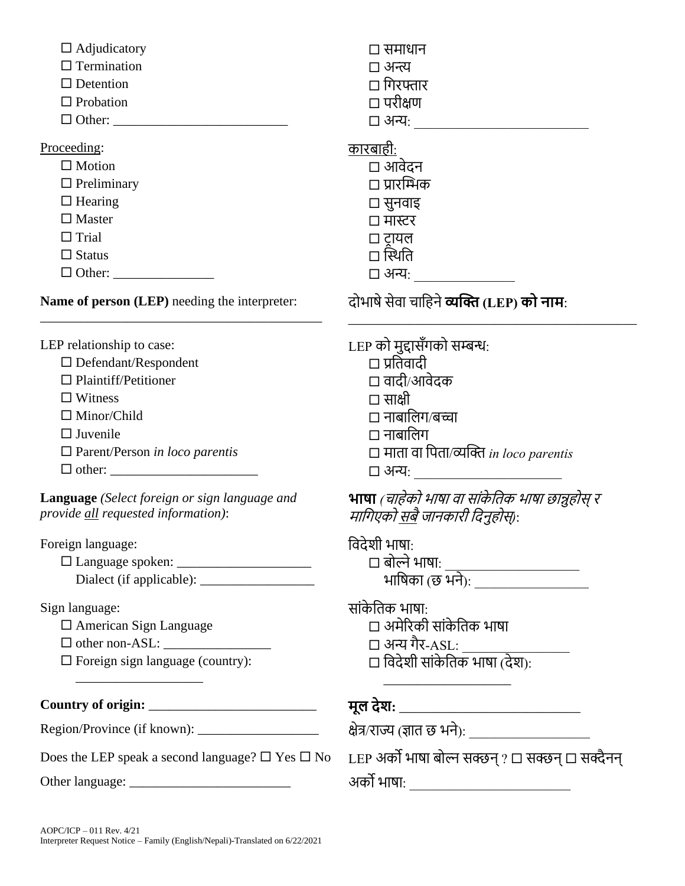☐ Adjudicatory
☐ Termination
☐ Detention
☐ Probation
☐ Other: ________________________

Proceeding:
☐ Motion
☐ Preliminary
☐ Hearing
☐ Master
☐ Trial
☐ Status
☐ Other: _______________

**Name of person (LEP)** needing the interpreter:
__________________________________________

LEP relationship to case:
☐ Defendant/Respondent
☐ Plaintiff/Petitioner
☐ Witness
☐ Minor/Child
☐ Juvenile
☐ Parent/Person *in loco parentis*
☐ other: ______________________

**Language** *(Select foreign or sign language and provide all requested information)*:

Foreign language:
☐ Language spoken: ____________________
Dialect (if applicable): _________________

Sign language:
☐ American Sign Language
☐ other non-ASL: ________________
☐ Foreign sign language (country):
___________________

**Country of origin:** _________________________

Region/Province (if known): __________________

Does the LEP speak a second language? ☐ Yes ☐ No

Other language: ________________________

☐ समाधान
☐ अन्त्य
☐ गिरफ्तार
☐ परीक्षण
☐ अन्य: _________________________

कारबाही:
☐ आवेदन
☐ प्रारम्भिक
☐ सुनवाइ
☐ मास्टर
☐ ट्रायल
☐ स्थिति
☐ अन्य: _______________

दोभाषे सेवा चाहिने **व्यक्ति (LEP) को नाम**:
__________________________________________

LEP को मुद्दासँगको सम्बन्ध:
☐ प्रतिवादी
☐ वादी/आवेदक
☐ साक्षी
☐ नाबालिग/बच्चा
☐ नाबालिग
☐ माता वा पिता/व्यक्ति *in loco parentis*
☐ अन्य: ______________________

**भाषा** *(चाहेको भाषा वा सांकेतिक भाषा छान्नुहोस् र मागिएको सबै जानकारी दिनुहोस्)*:

विदेशी भाषा:
☐ बोल्ने भाषा: ____________________
भाषिका (छ भने): _________________

सांकेतिक भाषा:
☐ अमेरिकी सांकेतिक भाषा
☐ अन्य गैर-ASL: ________________
☐ विदेशी सांकेतिक भाषा (देश):
___________________

**मूल देश:** _________________________

क्षेत्र/राज्य (ज्ञात छ भने): __________________

LEP अर्को भाषा बोल्न सक्छन् ? ☐ सक्छन् ☐ सक्दैनन्

अर्को भाषा: ________________________

AOPC/ICP – 011 Rev. 4/21
Interpreter Request Notice – Family (English/Nepali)-Translated on 6/22/2021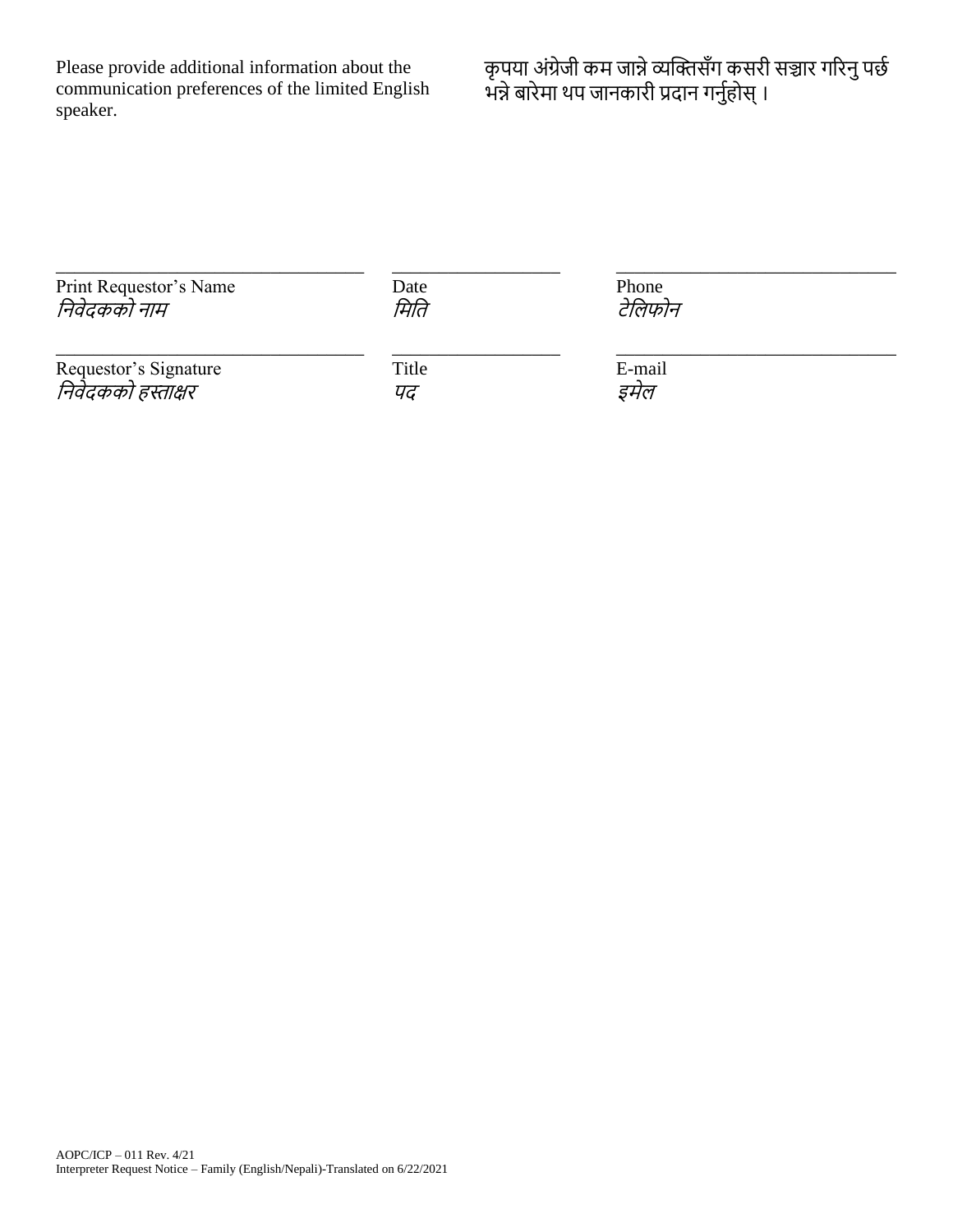Please provide additional information about the communication preferences of the limited English speaker.

कृपया अंग्रेजी कम जान्ने व्यक्तिसँग कसरी सञ्चार गरिनु पर्छ भन्ने बारेमा थप जानकारी प्रदान गर्नुहोस् ।

| | | |
|---|---|---|
| \_\_\_\_\_\_\_\_\_\_\_\_\_\_\_\_\_\_\_\_\_\_\_\_\_\_\_\_\_\_\_\_\_\_ | \_\_\_\_\_\_\_\_\_\_\_\_\_\_\_\_\_\_ | \_\_\_\_\_\_\_\_\_\_\_\_\_\_\_\_\_\_\_\_\_\_\_\_\_\_\_\_\_\_ |
| Print Requestor's Name *निवेदकको नाम* | Date *मिति* | Phone *टेलिफोन* |
| \_\_\_\_\_\_\_\_\_\_\_\_\_\_\_\_\_\_\_\_\_\_\_\_\_\_\_\_\_\_\_\_\_\_ | \_\_\_\_\_\_\_\_\_\_\_\_\_\_\_\_\_\_ | \_\_\_\_\_\_\_\_\_\_\_\_\_\_\_\_\_\_\_\_\_\_\_\_\_\_\_\_\_\_ |
| Requestor's Signature *निवेदकको हस्ताक्षर* | Title *पद* | E-mail *इमेल* |

AOPC/ICP – 011 Rev. 4/21
Interpreter Request Notice – Family (English/Nepali)-Translated on 6/22/2021